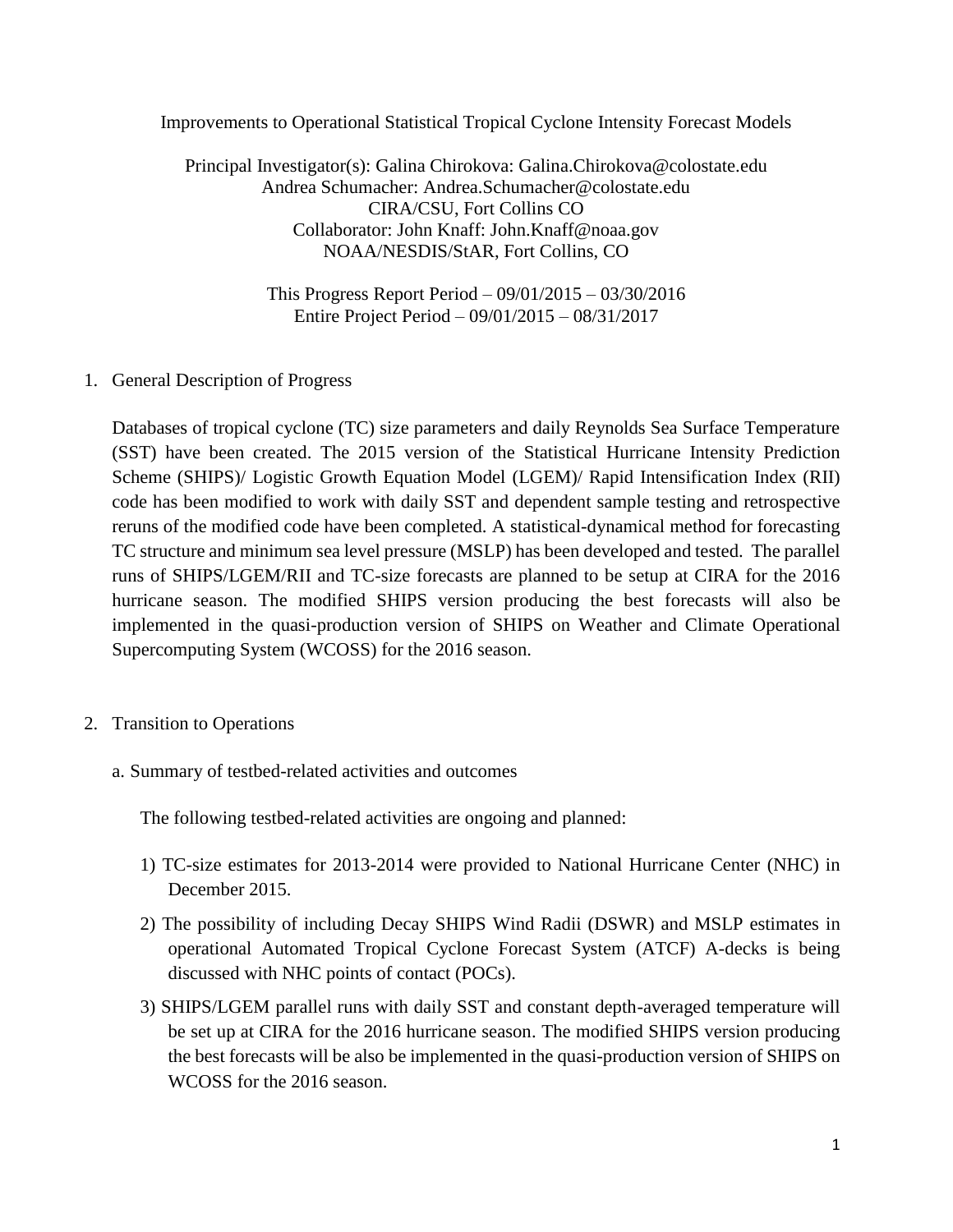# Improvements to Operational Statistical Tropical Cyclone Intensity Forecast Models

Principal Investigator(s): Galina Chirokova: Galina.Chirokova@colostate.edu
Andrea Schumacher: Andrea.Schumacher@colostate.edu
CIRA/CSU, Fort Collins CO
Collaborator: John Knaff: John.Knaff@noaa.gov
NOAA/NESDIS/StAR, Fort Collins, CO

This Progress Report Period – 09/01/2015 – 03/30/2016
Entire Project Period – 09/01/2015 – 08/31/2017

## 1. General Description of Progress

Databases of tropical cyclone (TC) size parameters and daily Reynolds Sea Surface Temperature (SST) have been created. The 2015 version of the Statistical Hurricane Intensity Prediction Scheme (SHIPS)/ Logistic Growth Equation Model (LGEM)/ Rapid Intensification Index (RII) code has been modified to work with daily SST and dependent sample testing and retrospective reruns of the modified code have been completed. A statistical-dynamical method for forecasting TC structure and minimum sea level pressure (MSLP) has been developed and tested. The parallel runs of SHIPS/LGEM/RII and TC-size forecasts are planned to be setup at CIRA for the 2016 hurricane season. The modified SHIPS version producing the best forecasts will also be implemented in the quasi-production version of SHIPS on Weather and Climate Operational Supercomputing System (WCOSS) for the 2016 season.

## 2. Transition to Operations

### a. Summary of testbed-related activities and outcomes

The following testbed-related activities are ongoing and planned:

1) TC-size estimates for 2013-2014 were provided to National Hurricane Center (NHC) in December 2015.
2) The possibility of including Decay SHIPS Wind Radii (DSWR) and MSLP estimates in operational Automated Tropical Cyclone Forecast System (ATCF) A-decks is being discussed with NHC points of contact (POCs).
3) SHIPS/LGEM parallel runs with daily SST and constant depth-averaged temperature will be set up at CIRA for the 2016 hurricane season. The modified SHIPS version producing the best forecasts will be also be implemented in the quasi-production version of SHIPS on WCOSS for the 2016 season.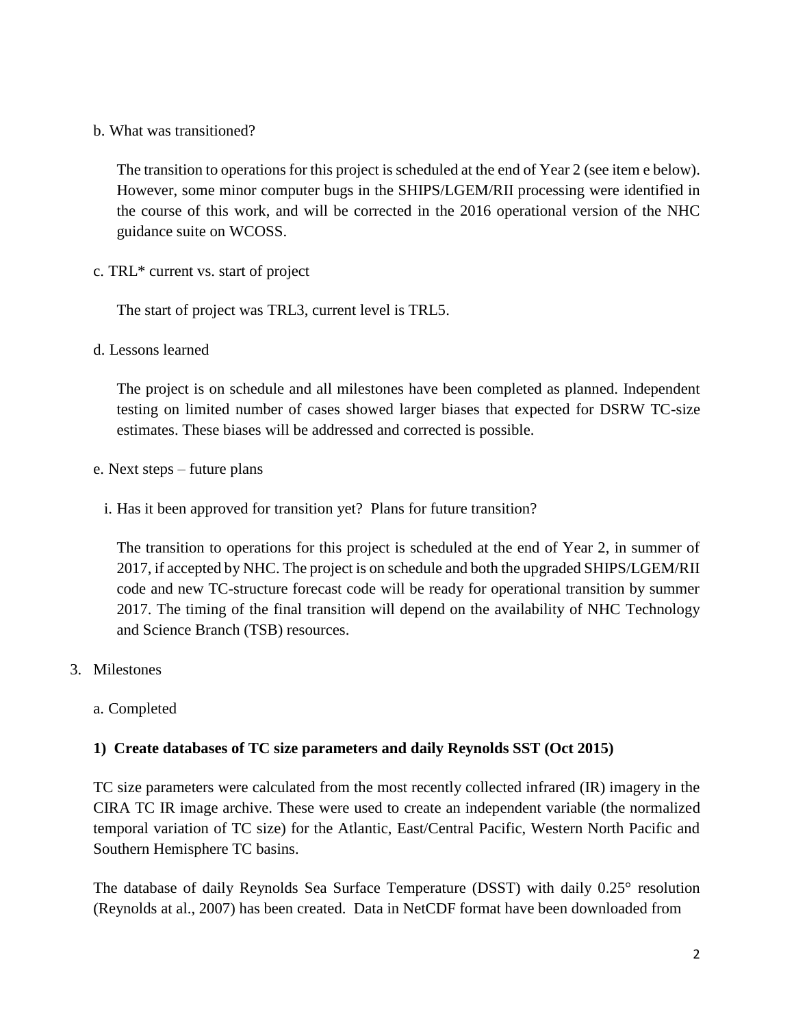b. What was transitioned?

The transition to operations for this project is scheduled at the end of Year 2 (see item e below). However, some minor computer bugs in the SHIPS/LGEM/RII processing were identified in the course of this work, and will be corrected in the 2016 operational version of the NHC guidance suite on WCOSS.

c. TRL* current vs. start of project

The start of project was TRL3, current level is TRL5.

d. Lessons learned

The project is on schedule and all milestones have been completed as planned. Independent testing on limited number of cases showed larger biases that expected for DSRW TC-size estimates. These biases will be addressed and corrected is possible.

e. Next steps – future plans

i. Has it been approved for transition yet? Plans for future transition?

The transition to operations for this project is scheduled at the end of Year 2, in summer of 2017, if accepted by NHC. The project is on schedule and both the upgraded SHIPS/LGEM/RII code and new TC-structure forecast code will be ready for operational transition by summer 2017. The timing of the final transition will depend on the availability of NHC Technology and Science Branch (TSB) resources.

3. Milestones

a. Completed

**1) Create databases of TC size parameters and daily Reynolds SST (Oct 2015)**

TC size parameters were calculated from the most recently collected infrared (IR) imagery in the CIRA TC IR image archive. These were used to create an independent variable (the normalized temporal variation of TC size) for the Atlantic, East/Central Pacific, Western North Pacific and Southern Hemisphere TC basins.

The database of daily Reynolds Sea Surface Temperature (DSST) with daily 0.25° resolution (Reynolds at al., 2007) has been created. Data in NetCDF format have been downloaded from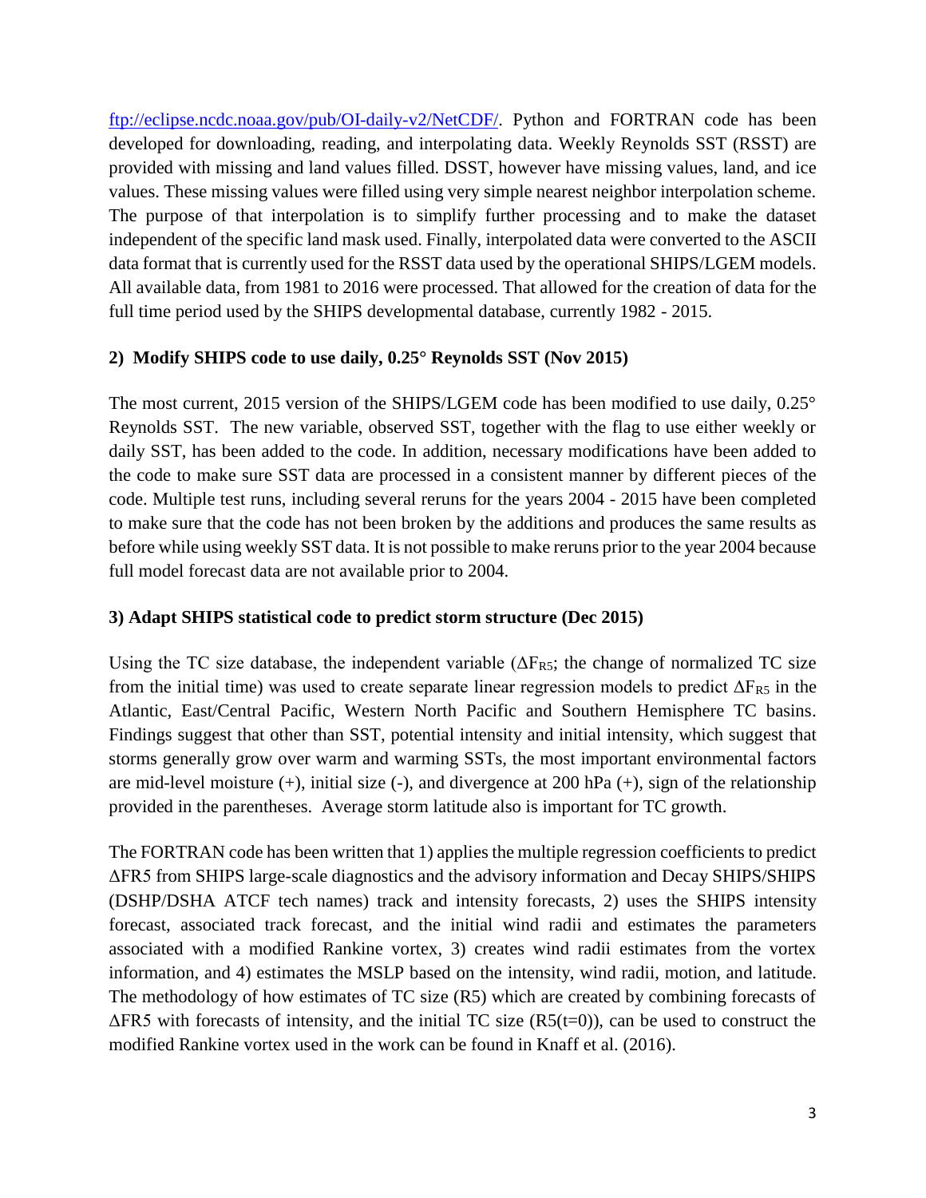ftp://eclipse.ncdc.noaa.gov/pub/OI-daily-v2/NetCDF/. Python and FORTRAN code has been developed for downloading, reading, and interpolating data. Weekly Reynolds SST (RSST) are provided with missing and land values filled. DSST, however have missing values, land, and ice values. These missing values were filled using very simple nearest neighbor interpolation scheme. The purpose of that interpolation is to simplify further processing and to make the dataset independent of the specific land mask used. Finally, interpolated data were converted to the ASCII data format that is currently used for the RSST data used by the operational SHIPS/LGEM models. All available data, from 1981 to 2016 were processed. That allowed for the creation of data for the full time period used by the SHIPS developmental database, currently 1982 - 2015.

### 2) Modify SHIPS code to use daily, 0.25° Reynolds SST (Nov 2015)

The most current, 2015 version of the SHIPS/LGEM code has been modified to use daily, 0.25° Reynolds SST. The new variable, observed SST, together with the flag to use either weekly or daily SST, has been added to the code. In addition, necessary modifications have been added to the code to make sure SST data are processed in a consistent manner by different pieces of the code. Multiple test runs, including several reruns for the years 2004 - 2015 have been completed to make sure that the code has not been broken by the additions and produces the same results as before while using weekly SST data. It is not possible to make reruns prior to the year 2004 because full model forecast data are not available prior to 2004.

### 3) Adapt SHIPS statistical code to predict storm structure (Dec 2015)

Using the TC size database, the independent variable ($\Delta F_{R5}$; the change of normalized TC size from the initial time) was used to create separate linear regression models to predict $\Delta F_{R5}$ in the Atlantic, East/Central Pacific, Western North Pacific and Southern Hemisphere TC basins. Findings suggest that other than SST, potential intensity and initial intensity, which suggest that storms generally grow over warm and warming SSTs, the most important environmental factors are mid-level moisture (+), initial size (-), and divergence at 200 hPa (+), sign of the relationship provided in the parentheses. Average storm latitude also is important for TC growth.

The FORTRAN code has been written that 1) applies the multiple regression coefficients to predict ΔFR5 from SHIPS large-scale diagnostics and the advisory information and Decay SHIPS/SHIPS (DSHP/DSHA ATCF tech names) track and intensity forecasts, 2) uses the SHIPS intensity forecast, associated track forecast, and the initial wind radii and estimates the parameters associated with a modified Rankine vortex, 3) creates wind radii estimates from the vortex information, and 4) estimates the MSLP based on the intensity, wind radii, motion, and latitude. The methodology of how estimates of TC size (R5) which are created by combining forecasts of ΔFR5 with forecasts of intensity, and the initial TC size (R5(t=0)), can be used to construct the modified Rankine vortex used in the work can be found in Knaff et al. (2016).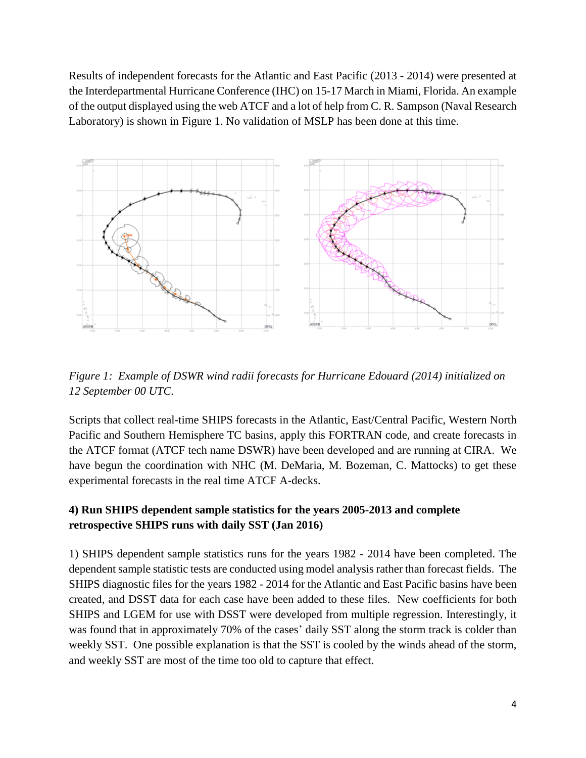Results of independent forecasts for the Atlantic and East Pacific (2013 - 2014) were presented at the Interdepartmental Hurricane Conference (IHC) on 15-17 March in Miami, Florida. An example of the output displayed using the web ATCF and a lot of help from C. R. Sampson (Naval Research Laboratory) is shown in Figure 1. No validation of MSLP has been done at this time.

*Figure 1: Example of DSWR wind radii forecasts for Hurricane Edouard (2014) initialized on 12 September 00 UTC.*

Scripts that collect real-time SHIPS forecasts in the Atlantic, East/Central Pacific, Western North Pacific and Southern Hemisphere TC basins, apply this FORTRAN code, and create forecasts in the ATCF format (ATCF tech name DSWR) have been developed and are running at CIRA. We have begun the coordination with NHC (M. DeMaria, M. Bozeman, C. Mattocks) to get these experimental forecasts in the real time ATCF A-decks.

**4) Run SHIPS dependent sample statistics for the years 2005-2013 and complete retrospective SHIPS runs with daily SST (Jan 2016)**

1) SHIPS dependent sample statistics runs for the years 1982 - 2014 have been completed. The dependent sample statistic tests are conducted using model analysis rather than forecast fields. The SHIPS diagnostic files for the years 1982 - 2014 for the Atlantic and East Pacific basins have been created, and DSST data for each case have been added to these files. New coefficients for both SHIPS and LGEM for use with DSST were developed from multiple regression. Interestingly, it was found that in approximately 70% of the cases' daily SST along the storm track is colder than weekly SST. One possible explanation is that the SST is cooled by the winds ahead of the storm, and weekly SST are most of the time too old to capture that effect.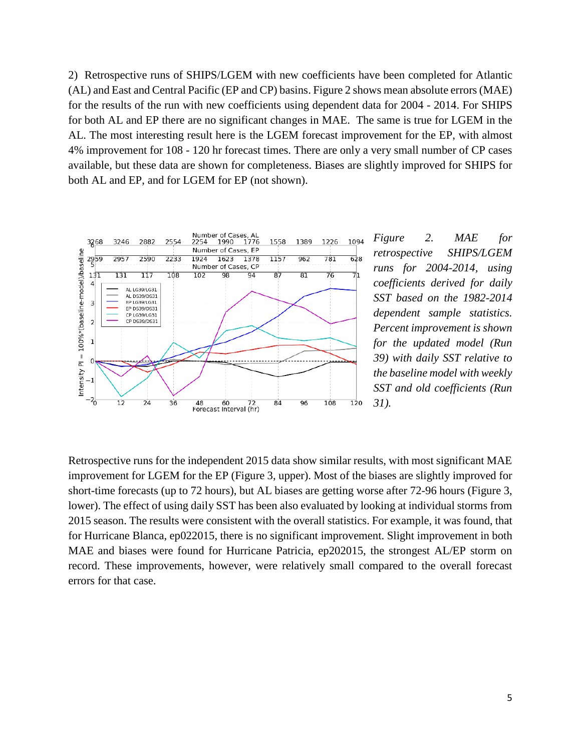2) Retrospective runs of SHIPS/LGEM with new coefficients have been completed for Atlantic (AL) and East and Central Pacific (EP and CP) basins. Figure 2 shows mean absolute errors (MAE) for the results of the run with new coefficients using dependent data for 2004 - 2014. For SHIPS for both AL and EP there are no significant changes in MAE. The same is true for LGEM in the AL. The most interesting result here is the LGEM forecast improvement for the EP, with almost 4% improvement for 108 - 120 hr forecast times. There are only a very small number of CP cases available, but these data are shown for completeness. Biases are slightly improved for SHIPS for both AL and EP, and for LGEM for EP (not shown).

*Figure 2. MAE for retrospective SHIPS/LGEM runs for 2004-2014, using coefficients derived for daily SST based on the 1982-2014 dependent sample statistics. Percent improvement is shown for the updated model (Run 39) with daily SST relative to the baseline model with weekly SST and old coefficients (Run 31).*

Retrospective runs for the independent 2015 data show similar results, with most significant MAE improvement for LGEM for the EP (Figure 3, upper). Most of the biases are slightly improved for short-time forecasts (up to 72 hours), but AL biases are getting worse after 72-96 hours (Figure 3, lower). The effect of using daily SST has been also evaluated by looking at individual storms from 2015 season. The results were consistent with the overall statistics. For example, it was found, that for Hurricane Blanca, ep022015, there is no significant improvement. Slight improvement in both MAE and biases were found for Hurricane Patricia, ep202015, the strongest AL/EP storm on record. These improvements, however, were relatively small compared to the overall forecast errors for that case.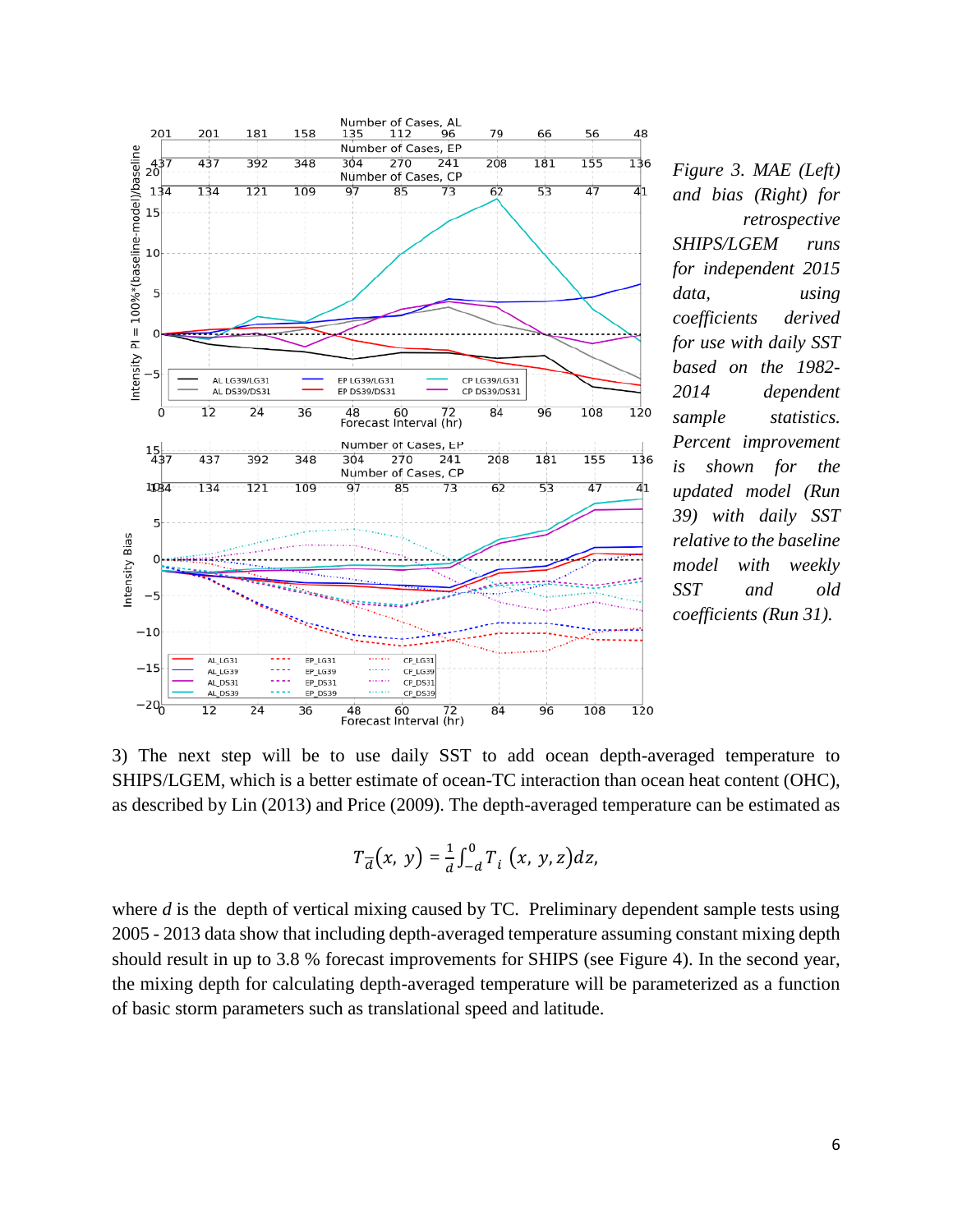*Figure 3. MAE (Left) and bias (Right) for retrospective SHIPS/LGEM runs for independent 2015 data, using coefficients derived for use with daily SST based on the 1982-2014 dependent sample statistics. Percent improvement is shown for the updated model (Run 39) with daily SST relative to the baseline model with weekly SST and old coefficients (Run 31).*

3) The next step will be to use daily SST to add ocean depth-averaged temperature to SHIPS/LGEM, which is a better estimate of ocean-TC interaction than ocean heat content (OHC), as described by Lin (2013) and Price (2009). The depth-averaged temperature can be estimated as

$$T_{\overline{d}}(x,\ y) = \frac{1}{d}\int_{-d}^{0} T_i\ (x,\ y, z)dz,$$

where *d* is the depth of vertical mixing caused by TC. Preliminary dependent sample tests using 2005 - 2013 data show that including depth-averaged temperature assuming constant mixing depth should result in up to 3.8 % forecast improvements for SHIPS (see Figure 4). In the second year, the mixing depth for calculating depth-averaged temperature will be parameterized as a function of basic storm parameters such as translational speed and latitude.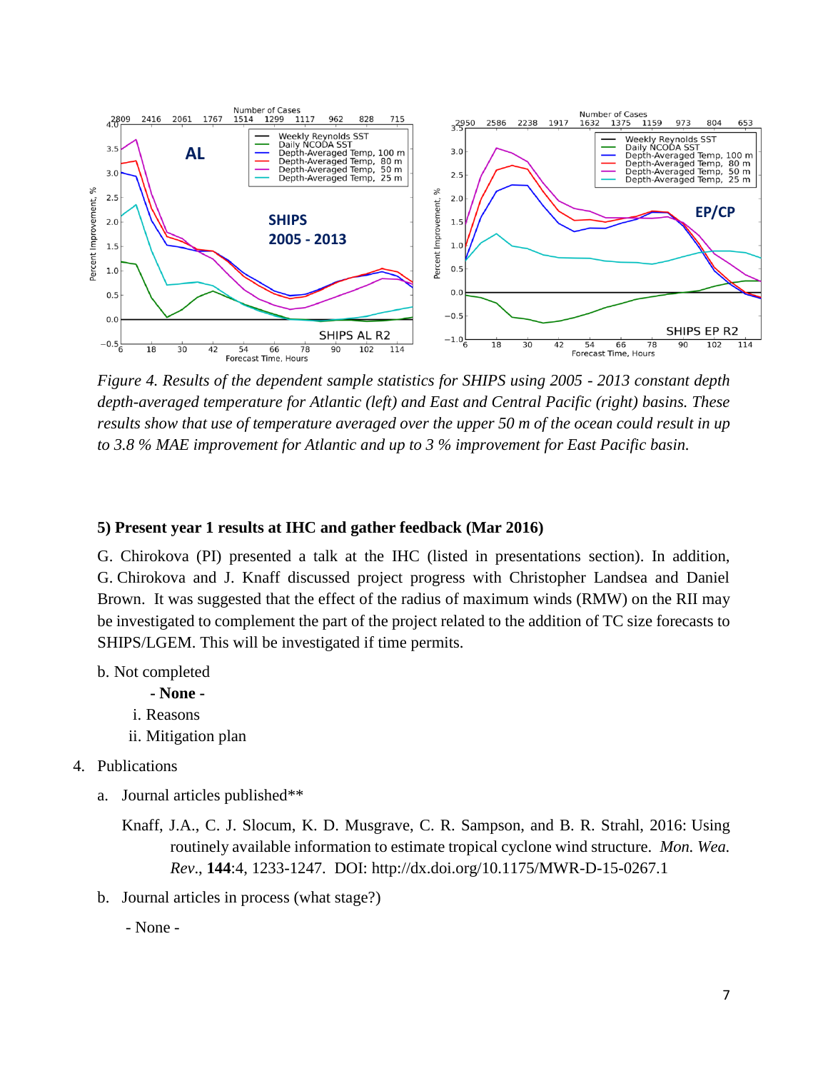*Figure 4. Results of the dependent sample statistics for SHIPS using 2005 - 2013 constant depth depth-averaged temperature for Atlantic (left) and East and Central Pacific (right) basins. These results show that use of temperature averaged over the upper 50 m of the ocean could result in up to 3.8 % MAE improvement for Atlantic and up to 3 % improvement for East Pacific basin.*

**5) Present year 1 results at IHC and gather feedback (Mar 2016)**

G. Chirokova (PI) presented a talk at the IHC (listed in presentations section). In addition, G. Chirokova and J. Knaff discussed project progress with Christopher Landsea and Daniel Brown. It was suggested that the effect of the radius of maximum winds (RMW) on the RII may be investigated to complement the part of the project related to the addition of TC size forecasts to SHIPS/LGEM. This will be investigated if time permits.

b. Not completed

**- None -**

i. Reasons

ii. Mitigation plan

4. Publications

a. Journal articles published**

Knaff, J.A., C. J. Slocum, K. D. Musgrave, C. R. Sampson, and B. R. Strahl, 2016: Using routinely available information to estimate tropical cyclone wind structure. *Mon. Wea. Rev*., **144**:4, 1233-1247. DOI: http://dx.doi.org/10.1175/MWR-D-15-0267.1

b. Journal articles in process (what stage?)

- None -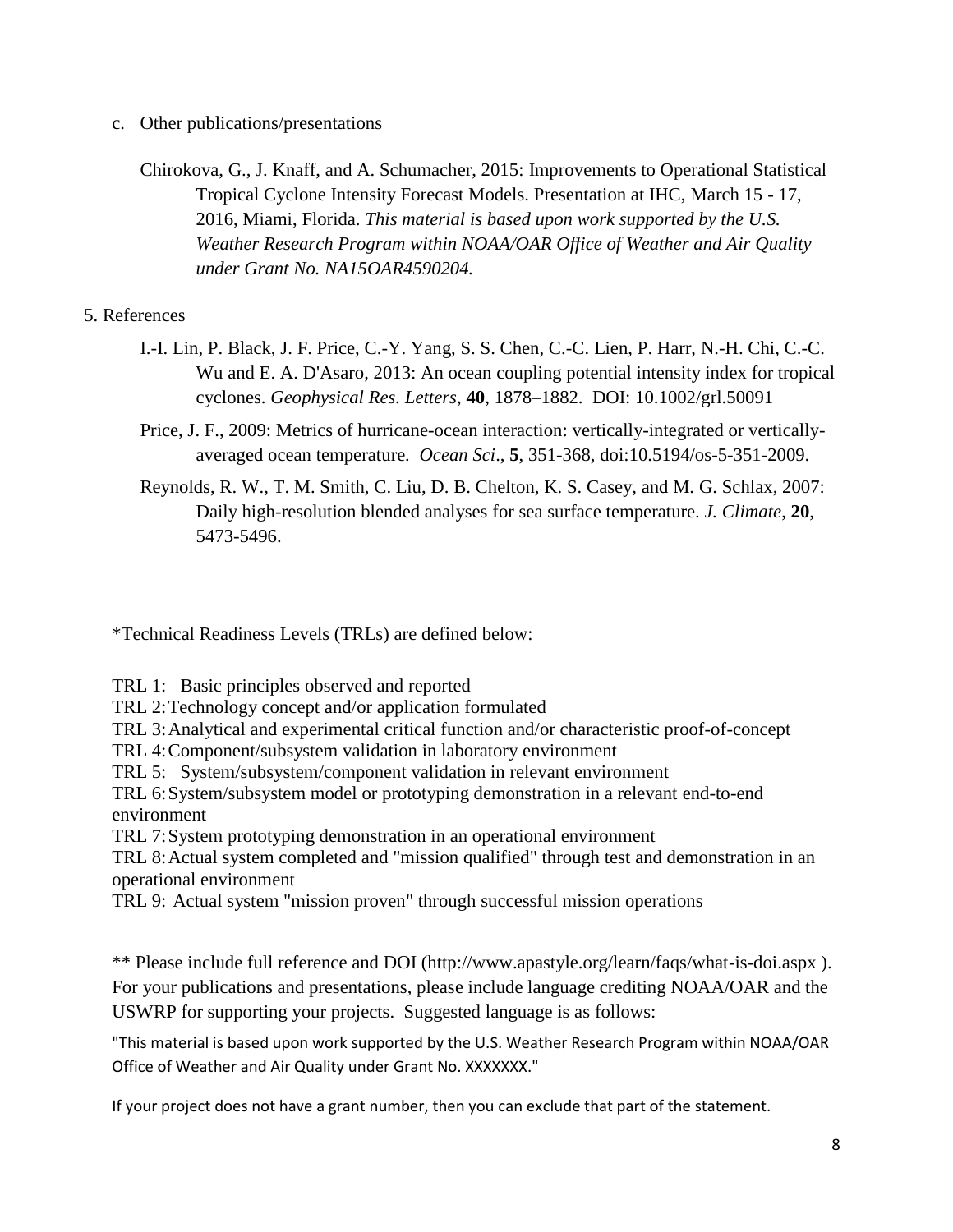c. Other publications/presentations

Chirokova, G., J. Knaff, and A. Schumacher, 2015: Improvements to Operational Statistical Tropical Cyclone Intensity Forecast Models. Presentation at IHC, March 15 - 17, 2016, Miami, Florida. *This material is based upon work supported by the U.S. Weather Research Program within NOAA/OAR Office of Weather and Air Quality under Grant No. NA15OAR4590204.*

5. References

I.-I. Lin, P. Black, J. F. Price, C.-Y. Yang, S. S. Chen, C.-C. Lien, P. Harr, N.-H. Chi, C.-C. Wu and E. A. D'Asaro, 2013: An ocean coupling potential intensity index for tropical cyclones. *Geophysical Res. Letters*, **40**, 1878–1882. DOI: 10.1002/grl.50091

Price, J. F., 2009: Metrics of hurricane-ocean interaction: vertically-integrated or vertically-averaged ocean temperature. *Ocean Sci*., **5**, 351-368, doi:10.5194/os-5-351-2009.

Reynolds, R. W., T. M. Smith, C. Liu, D. B. Chelton, K. S. Casey, and M. G. Schlax, 2007: Daily high-resolution blended analyses for sea surface temperature. *J. Climate*, **20**, 5473-5496.

*Technical Readiness Levels (TRLs) are defined below:

TRL 1: Basic principles observed and reported
TRL 2: Technology concept and/or application formulated
TRL 3: Analytical and experimental critical function and/or characteristic proof-of-concept
TRL 4: Component/subsystem validation in laboratory environment
TRL 5: System/subsystem/component validation in relevant environment
TRL 6: System/subsystem model or prototyping demonstration in a relevant end-to-end environment
TRL 7: System prototyping demonstration in an operational environment
TRL 8: Actual system completed and "mission qualified" through test and demonstration in an operational environment
TRL 9: Actual system "mission proven" through successful mission operations

** Please include full reference and DOI (http://www.apastyle.org/learn/faqs/what-is-doi.aspx ). For your publications and presentations, please include language crediting NOAA/OAR and the USWRP for supporting your projects. Suggested language is as follows:

"This material is based upon work supported by the U.S. Weather Research Program within NOAA/OAR Office of Weather and Air Quality under Grant No. XXXXXXX."

If your project does not have a grant number, then you can exclude that part of the statement.